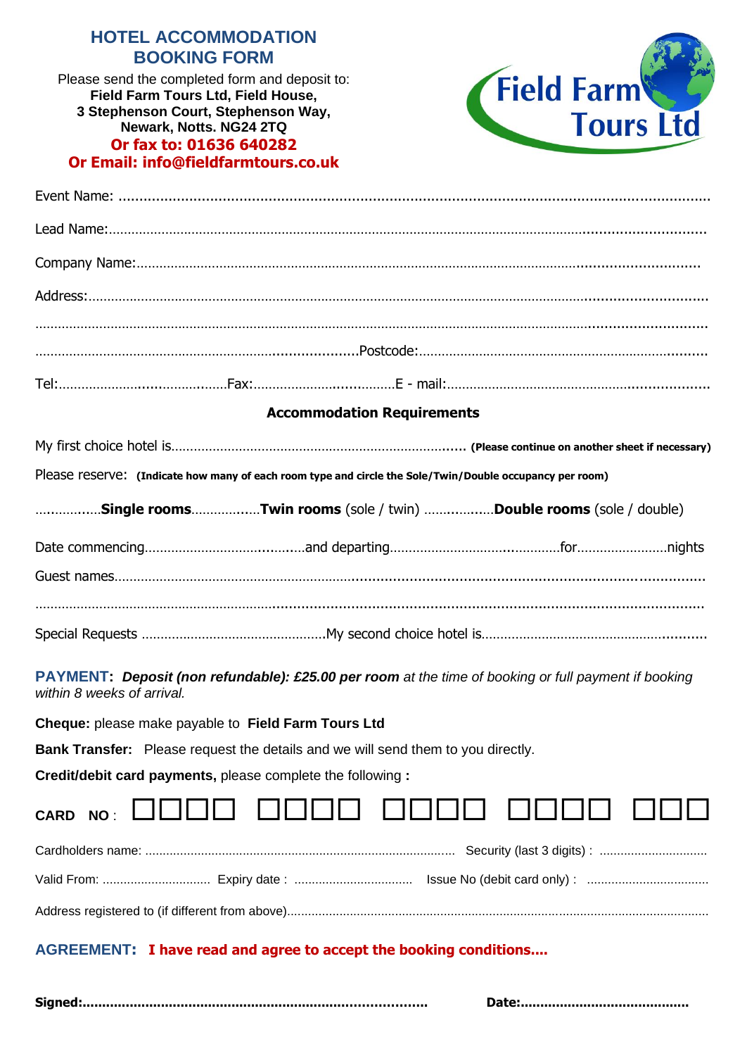# HOTEL ACCOMMODATION BOOKING FORM

Please send the completed form and deposit to:
**Field Farm Tours Ltd, Field House,**
**3 Stephenson Court, Stephenson Way,**
**Newark, Notts. NG24 2TQ**
**Or fax to: 01636 640282**
**Or Email: info@fieldfarmtours.co.uk**

Field Farm Tours Ltd

Event Name: ……………………………………………………………………………………………………

Lead Name:……………………………………………………………………………………………………

Company Name:………………………………………………………………………………………………

Address:………………………………………………………………………………………………………

……………………………………………………………………………………………………………………

……………………………………………………………………Postcode:…………………………………

Tel:……………………………………Fax:………………………………E - mail:……………………………

**Accommodation Requirements**

My first choice hotel is…………………………………………………………… **(Please continue on another sheet if necessary)**

Please reserve: **(Indicate how many of each room type and circle the Sole/Twin/Double occupancy per room)**

……………**Single rooms**……………**Twin rooms** (sole / twin) ……………**Double rooms** (sole / double)

Date commencing……………………………………and departing……………………………………for……………………nights

Guest names……………………………………………………………………………………………………

……………………………………………………………………………………………………………………

Special Requests …………………………………………My second choice hotel is…………………………………

**PAYMENT:** ***Deposit (non refundable): £25.00 per room*** *at the time of booking or full payment if booking within 8 weeks of arrival.*

**Cheque:** please make payable to **Field Farm Tours Ltd**

**Bank Transfer:** Please request the details and we will send them to you directly.

**Credit/debit card payments,** please complete the following **:**

**CARD NO** : ☐☐☐☐ ☐☐☐☐ ☐☐☐☐ ☐☐☐☐ ☐☐☐

Cardholders name: ……………………………………………………………… Security (last 3 digits) : ……………………

Valid From: ………………………… Expiry date : …………………………… Issue No (debit card only) : ……………………………

Address registered to (if different from above)……………………………………………………………………………

**AGREEMENT: I have read and agree to accept the booking conditions....**

**Signed:………………………………………………………………………** **Date:……………………………………**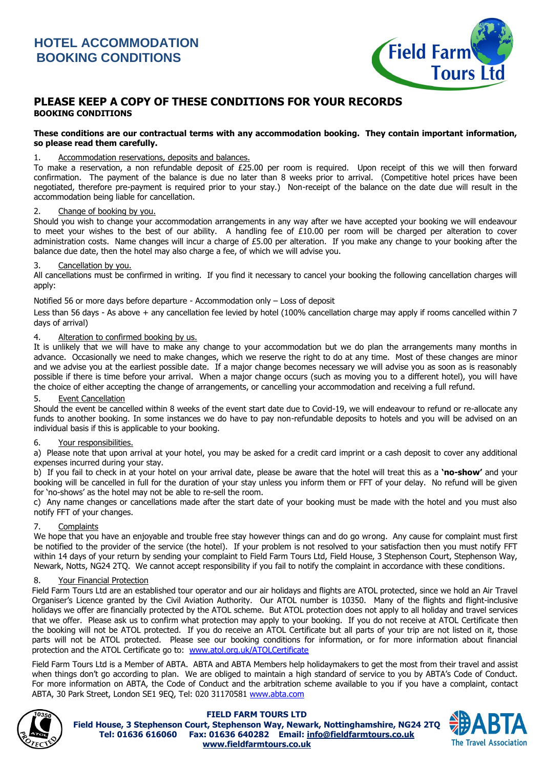# HOTEL ACCOMMODATION BOOKING CONDITIONS

Field Farm Tours Ltd

## PLEASE KEEP A COPY OF THESE CONDITIONS FOR YOUR RECORDS

**BOOKING CONDITIONS**

**These conditions are our contractual terms with any accommodation booking. They contain important information, so please read them carefully.**

1. Accommodation reservations, deposits and balances.

To make a reservation, a non refundable deposit of £25.00 per room is required. Upon receipt of this we will then forward confirmation. The payment of the balance is due no later than 8 weeks prior to arrival. (Competitive hotel prices have been negotiated, therefore pre-payment is required prior to your stay.) Non-receipt of the balance on the date due will result in the accommodation being liable for cancellation.

2. Change of booking by you.

Should you wish to change your accommodation arrangements in any way after we have accepted your booking we will endeavour to meet your wishes to the best of our ability. A handling fee of £10.00 per room will be charged per alteration to cover administration costs. Name changes will incur a charge of £5.00 per alteration. If you make any change to your booking after the balance due date, then the hotel may also charge a fee, of which we will advise you.

3. Cancellation by you.

All cancellations must be confirmed in writing. If you find it necessary to cancel your booking the following cancellation charges will apply:

Notified 56 or more days before departure - Accommodation only – Loss of deposit

Less than 56 days - As above + any cancellation fee levied by hotel (100% cancellation charge may apply if rooms cancelled within 7 days of arrival)

4. Alteration to confirmed booking by us.

It is unlikely that we will have to make any change to your accommodation but we do plan the arrangements many months in advance. Occasionally we need to make changes, which we reserve the right to do at any time. Most of these changes are minor and we advise you at the earliest possible date. If a major change becomes necessary we will advise you as soon as is reasonably possible if there is time before your arrival. When a major change occurs (such as moving you to a different hotel), you will have the choice of either accepting the change of arrangements, or cancelling your accommodation and receiving a full refund.

5. Event Cancellation

Should the event be cancelled within 8 weeks of the event start date due to Covid-19, we will endeavour to refund or re-allocate any funds to another booking. In some instances we do have to pay non-refundable deposits to hotels and you will be advised on an individual basis if this is applicable to your booking.

6. Your responsibilities.

a) Please note that upon arrival at your hotel, you may be asked for a credit card imprint or a cash deposit to cover any additional expenses incurred during your stay.

b) If you fail to check in at your hotel on your arrival date, please be aware that the hotel will treat this as a **'no-show'** and your booking will be cancelled in full for the duration of your stay unless you inform them or FFT of your delay. No refund will be given for 'no-shows' as the hotel may not be able to re-sell the room.

c) Any name changes or cancellations made after the start date of your booking must be made with the hotel and you must also notify FFT of your changes.

7. Complaints

We hope that you have an enjoyable and trouble free stay however things can and do go wrong. Any cause for complaint must first be notified to the provider of the service (the hotel). If your problem is not resolved to your satisfaction then you must notify FFT within 14 days of your return by sending your complaint to Field Farm Tours Ltd, Field House, 3 Stephenson Court, Stephenson Way, Newark, Notts, NG24 2TQ. We cannot accept responsibility if you fail to notify the complaint in accordance with these conditions.

8. Your Financial Protection

Field Farm Tours Ltd are an established tour operator and our air holidays and flights are ATOL protected, since we hold an Air Travel Organiser's Licence granted by the Civil Aviation Authority. Our ATOL number is 10350. Many of the flights and flight-inclusive holidays we offer are financially protected by the ATOL scheme. But ATOL protection does not apply to all holiday and travel services that we offer. Please ask us to confirm what protection may apply to your booking. If you do not receive at ATOL Certificate then the booking will not be ATOL protected. If you do receive an ATOL Certificate but all parts of your trip are not listed on it, those parts will not be ATOL protected. Please see our booking conditions for information, or for more information about financial protection and the ATOL Certificate go to: www.atol.org.uk/ATOLCertificate

Field Farm Tours Ltd is a Member of ABTA. ABTA and ABTA Members help holidaymakers to get the most from their travel and assist when things don't go according to plan. We are obliged to maintain a high standard of service to you by ABTA's Code of Conduct. For more information on ABTA, the Code of Conduct and the arbitration scheme available to you if you have a complaint, contact ABTA, 30 Park Street, London SE1 9EQ, Tel: 020 31170581 www.abta.com

**FIELD FARM TOURS LTD**
**Field House, 3 Stephenson Court, Stephenson Way, Newark, Nottinghamshire, NG24 2TQ**
**Tel: 01636 616060 Fax: 01636 640282 Email: info@fieldfarmtours.co.uk**
**www.fieldfarmtours.co.uk**